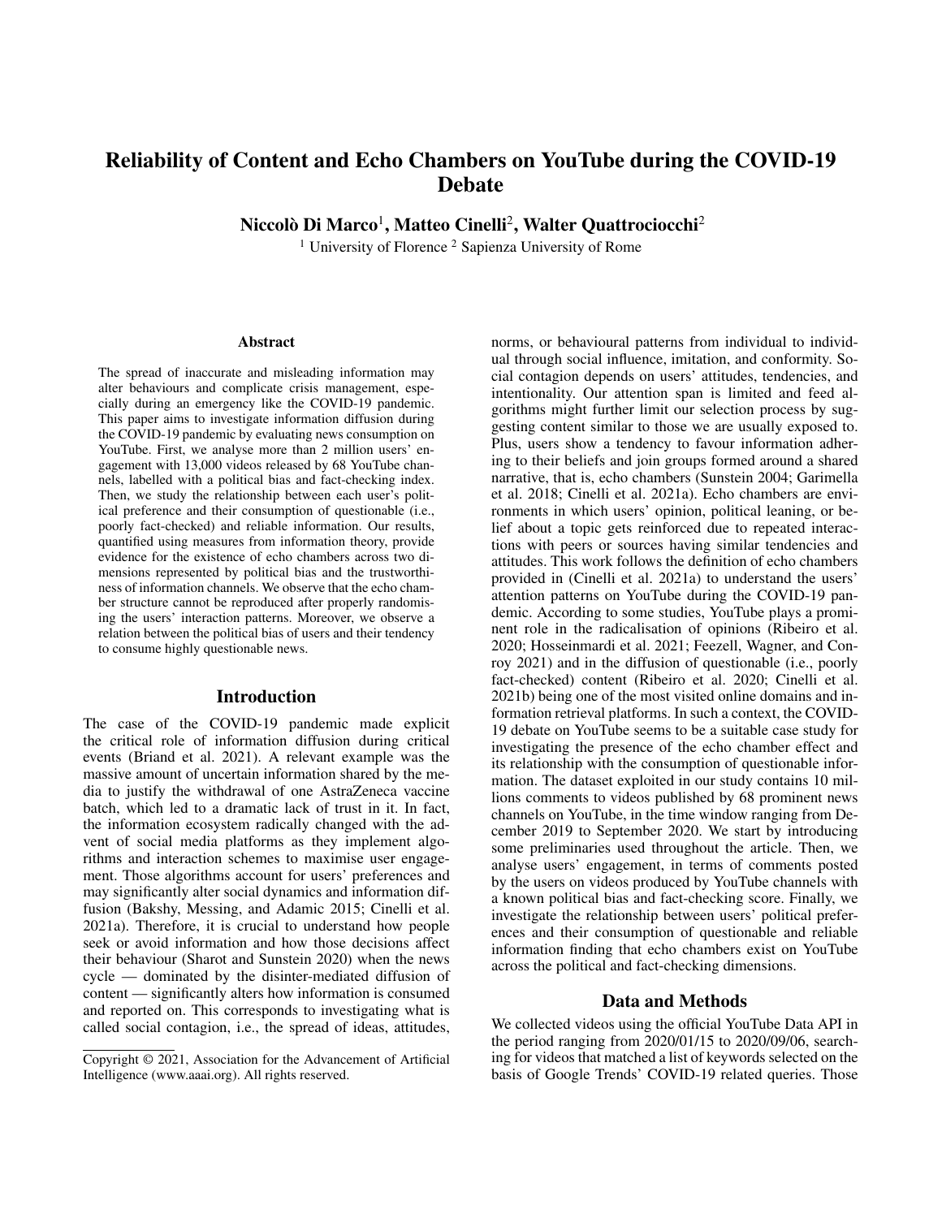# Reliability of Content and Echo Chambers on YouTube during the COVID-19 Debate

**Niccolò Di Marco**[1], **Matteo Cinelli**[2], **Walter Quattrociocchi**[2]

[1] University of Florence [2] Sapienza University of Rome

## Abstract

The spread of inaccurate and misleading information may alter behaviours and complicate crisis management, especially during an emergency like the COVID-19 pandemic. This paper aims to investigate information diffusion during the COVID-19 pandemic by evaluating news consumption on YouTube. First, we analyse more than 2 million users' engagement with 13,000 videos released by 68 YouTube channels, labelled with a political bias and fact-checking index. Then, we study the relationship between each user's political preference and their consumption of questionable (i.e., poorly fact-checked) and reliable information. Our results, quantified using measures from information theory, provide evidence for the existence of echo chambers across two dimensions represented by political bias and the trustworthiness of information channels. We observe that the echo chamber structure cannot be reproduced after properly randomising the users' interaction patterns. Moreover, we observe a relation between the political bias of users and their tendency to consume highly questionable news.

## Introduction

The case of the COVID-19 pandemic made explicit the critical role of information diffusion during critical events (Briand et al. 2021). A relevant example was the massive amount of uncertain information shared by the media to justify the withdrawal of one AstraZeneca vaccine batch, which led to a dramatic lack of trust in it. In fact, the information ecosystem radically changed with the advent of social media platforms as they implement algorithms and interaction schemes to maximise user engagement. Those algorithms account for users' preferences and may significantly alter social dynamics and information diffusion (Bakshy, Messing, and Adamic 2015; Cinelli et al. 2021a). Therefore, it is crucial to understand how people seek or avoid information and how those decisions affect their behaviour (Sharot and Sunstein 2020) when the news cycle — dominated by the disinter-mediated diffusion of content — significantly alters how information is consumed and reported on. This corresponds to investigating what is called social contagion, i.e., the spread of ideas, attitudes, norms, or behavioural patterns from individual to individual through social influence, imitation, and conformity. Social contagion depends on users' attitudes, tendencies, and intentionality. Our attention span is limited and feed algorithms might further limit our selection process by suggesting content similar to those we are usually exposed to. Plus, users show a tendency to favour information adhering to their beliefs and join groups formed around a shared narrative, that is, echo chambers (Sunstein 2004; Garimella et al. 2018; Cinelli et al. 2021a). Echo chambers are environments in which users' opinion, political leaning, or belief about a topic gets reinforced due to repeated interactions with peers or sources having similar tendencies and attitudes. This work follows the definition of echo chambers provided in (Cinelli et al. 2021a) to understand the users' attention patterns on YouTube during the COVID-19 pandemic. According to some studies, YouTube plays a prominent role in the radicalisation of opinions (Ribeiro et al. 2020; Hosseinmardi et al. 2021; Feezell, Wagner, and Conroy 2021) and in the diffusion of questionable (i.e., poorly fact-checked) content (Ribeiro et al. 2020; Cinelli et al. 2021b) being one of the most visited online domains and information retrieval platforms. In such a context, the COVID-19 debate on YouTube seems to be a suitable case study for investigating the presence of the echo chamber effect and its relationship with the consumption of questionable information. The dataset exploited in our study contains 10 millions comments to videos published by 68 prominent news channels on YouTube, in the time window ranging from December 2019 to September 2020. We start by introducing some preliminaries used throughout the article. Then, we analyse users' engagement, in terms of comments posted by the users on videos produced by YouTube channels with a known political bias and fact-checking score. Finally, we investigate the relationship between users' political preferences and their consumption of questionable and reliable information finding that echo chambers exist on YouTube across the political and fact-checking dimensions.

## Data and Methods

We collected videos using the official YouTube Data API in the period ranging from 2020/01/15 to 2020/09/06, searching for videos that matched a list of keywords selected on the basis of Google Trends' COVID-19 related queries. Those

Copyright © 2021, Association for the Advancement of Artificial Intelligence (www.aaai.org). All rights reserved.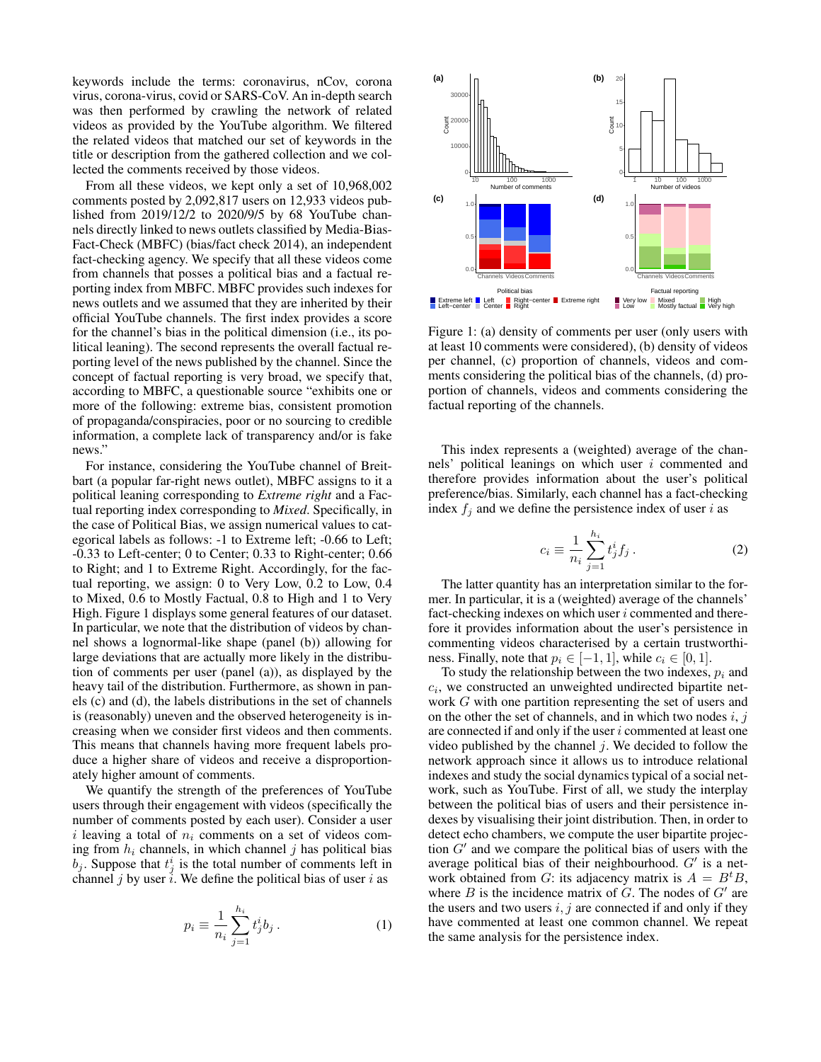keywords include the terms: coronavirus, nCov, corona virus, corona-virus, covid or SARS-CoV. An in-depth search was then performed by crawling the network of related videos as provided by the YouTube algorithm. We filtered the related videos that matched our set of keywords in the title or description from the gathered collection and we collected the comments received by those videos.

From all these videos, we kept only a set of 10,968,002 comments posted by 2,092,817 users on 12,933 videos published from 2019/12/2 to 2020/9/5 by 68 YouTube channels directly linked to news outlets classified by Media-Bias-Fact-Check (MBFC) (bias/fact check 2014), an independent fact-checking agency. We specify that all these videos come from channels that posses a political bias and a factual reporting index from MBFC. MBFC provides such indexes for news outlets and we assumed that they are inherited by their official YouTube channels. The first index provides a score for the channel's bias in the political dimension (i.e., its political leaning). The second represents the overall factual reporting level of the news published by the channel. Since the concept of factual reporting is very broad, we specify that, according to MBFC, a questionable source "exhibits one or more of the following: extreme bias, consistent promotion of propaganda/conspiracies, poor or no sourcing to credible information, a complete lack of transparency and/or is fake news."

For instance, considering the YouTube channel of Breitbart (a popular far-right news outlet), MBFC assigns to it a political leaning corresponding to *Extreme right* and a Factual reporting index corresponding to *Mixed*. Specifically, in the case of Political Bias, we assign numerical values to categorical labels as follows: -1 to Extreme left; -0.66 to Left; -0.33 to Left-center; 0 to Center; 0.33 to Right-center; 0.66 to Right; and 1 to Extreme Right. Accordingly, for the factual reporting, we assign: 0 to Very Low, 0.2 to Low, 0.4 to Mixed, 0.6 to Mostly Factual, 0.8 to High and 1 to Very High. Figure 1 displays some general features of our dataset. In particular, we note that the distribution of videos by channel shows a lognormal-like shape (panel (b)) allowing for large deviations that are actually more likely in the distribution of comments per user (panel (a)), as displayed by the heavy tail of the distribution. Furthermore, as shown in panels (c) and (d), the labels distributions in the set of channels is (reasonably) uneven and the observed heterogeneity is increasing when we consider first videos and then comments. This means that channels having more frequent labels produce a higher share of videos and receive a disproportionately higher amount of comments.

We quantify the strength of the preferences of YouTube users through their engagement with videos (specifically the number of comments posted by each user). Consider a user $i$ leaving a total of $n_i$ comments on a set of videos coming from $h_i$ channels, in which channel $j$ has political bias $b_j$. Suppose that $t^i_j$ is the total number of comments left in channel $j$ by user $i$. We define the political bias of user $i$ as

$$p_i \equiv \frac{1}{n_i} \sum_{j=1}^{h_i} t^i_j b_j \,. \tag{1}$$

Figure 1: (a) density of comments per user (only users with at least 10 comments were considered), (b) density of videos per channel, (c) proportion of channels, videos and comments considering the political bias of the channels, (d) proportion of channels, videos and comments considering the factual reporting of the channels.

This index represents a (weighted) average of the channels' political leanings on which user $i$ commented and therefore provides information about the user's political preference/bias. Similarly, each channel has a fact-checking index $f_j$ and we define the persistence index of user $i$ as

$$c_i \equiv \frac{1}{n_i} \sum_{j=1}^{h_i} t^i_j f_j \,. \tag{2}$$

The latter quantity has an interpretation similar to the former. In particular, it is a (weighted) average of the channels' fact-checking indexes on which user $i$ commented and therefore it provides information about the user's persistence in commenting videos characterised by a certain trustworthiness. Finally, note that $p_i \in [-1, 1]$, while $c_i \in [0, 1]$.

To study the relationship between the two indexes, $p_i$ and $c_i$, we constructed an unweighted undirected bipartite network $G$ with one partition representing the set of users and on the other the set of channels, and in which two nodes $i$, $j$ are connected if and only if the user $i$ commented at least one video published by the channel $j$. We decided to follow the network approach since it allows us to introduce relational indexes and study the social dynamics typical of a social network, such as YouTube. First of all, we study the interplay between the political bias of users and their persistence indexes by visualising their joint distribution. Then, in order to detect echo chambers, we compute the user bipartite projection $G'$ and we compare the political bias of users with the average political bias of their neighbourhood. $G'$ is a network obtained from $G$: its adjacency matrix is $A = B^t B$, where $B$ is the incidence matrix of $G$. The nodes of $G'$ are the users and two users $i, j$ are connected if and only if they have commented at least one common channel. We repeat the same analysis for the persistence index.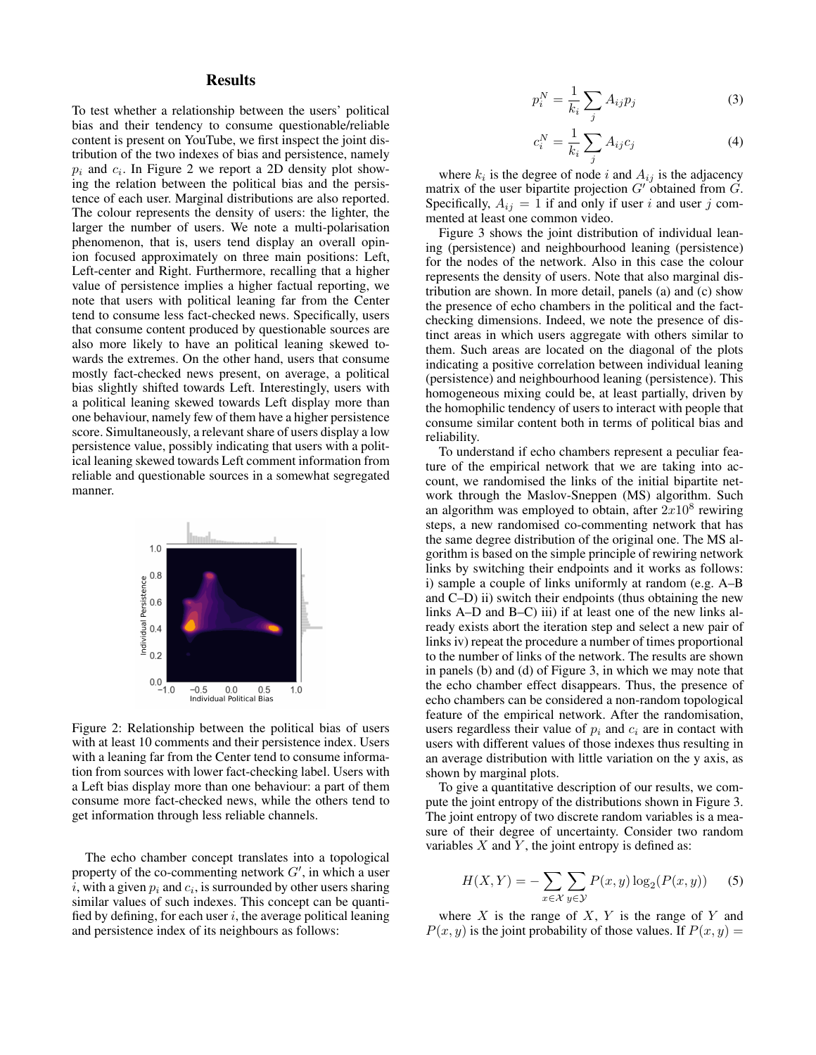## Results

To test whether a relationship between the users' political bias and their tendency to consume questionable/reliable content is present on YouTube, we first inspect the joint distribution of the two indexes of bias and persistence, namely $p_i$ and $c_i$. In Figure 2 we report a 2D density plot showing the relation between the political bias and the persistence of each user. Marginal distributions are also reported. The colour represents the density of users: the lighter, the larger the number of users. We note a multi-polarisation phenomenon, that is, users tend display an overall opinion focused approximately on three main positions: Left, Left-center and Right. Furthermore, recalling that a higher value of persistence implies a higher factual reporting, we note that users with political leaning far from the Center tend to consume less fact-checked news. Specifically, users that consume content produced by questionable sources are also more likely to have an political leaning skewed towards the extremes. On the other hand, users that consume mostly fact-checked news present, on average, a political bias slightly shifted towards Left. Interestingly, users with a political leaning skewed towards Left display more than one behaviour, namely few of them have a higher persistence score. Simultaneously, a relevant share of users display a low persistence value, possibly indicating that users with a political leaning skewed towards Left comment information from reliable and questionable sources in a somewhat segregated manner.

Figure 2: Relationship between the political bias of users with at least 10 comments and their persistence index. Users with a leaning far from the Center tend to consume information from sources with lower fact-checking label. Users with a Left bias display more than one behaviour: a part of them consume more fact-checked news, while the others tend to get information through less reliable channels.

The echo chamber concept translates into a topological property of the co-commenting network $G'$, in which a user $i$, with a given $p_i$ and $c_i$, is surrounded by other users sharing similar values of such indexes. This concept can be quantified by defining, for each user $i$, the average political leaning and persistence index of its neighbours as follows:

$$p_i^N = \frac{1}{k_i} \sum_j A_{ij} p_j \tag{3}$$

$$c_i^N = \frac{1}{k_i} \sum_j A_{ij} c_j \tag{4}$$

where $k_i$ is the degree of node $i$ and $A_{ij}$ is the adjacency matrix of the user bipartite projection $G'$ obtained from $G$. Specifically, $A_{ij} = 1$ if and only if user $i$ and user $j$ commented at least one common video.

Figure 3 shows the joint distribution of individual leaning (persistence) and neighbourhood leaning (persistence) for the nodes of the network. Also in this case the colour represents the density of users. Note that also marginal distribution are shown. In more detail, panels (a) and (c) show the presence of echo chambers in the political and the fact-checking dimensions. Indeed, we note the presence of distinct areas in which users aggregate with others similar to them. Such areas are located on the diagonal of the plots indicating a positive correlation between individual leaning (persistence) and neighbourhood leaning (persistence). This homogeneous mixing could be, at least partially, driven by the homophilic tendency of users to interact with people that consume similar content both in terms of political bias and reliability.

To understand if echo chambers represent a peculiar feature of the empirical network that we are taking into account, we randomised the links of the initial bipartite network through the Maslov-Sneppen (MS) algorithm. Such an algorithm was employed to obtain, after $2x10^8$ rewiring steps, a new randomised co-commenting network that has the same degree distribution of the original one. The MS algorithm is based on the simple principle of rewiring network links by switching their endpoints and it works as follows: i) sample a couple of links uniformly at random (e.g. A–B and C–D) ii) switch their endpoints (thus obtaining the new links A–D and B–C) iii) if at least one of the new links already exists abort the iteration step and select a new pair of links iv) repeat the procedure a number of times proportional to the number of links of the network. The results are shown in panels (b) and (d) of Figure 3, in which we may note that the echo chamber effect disappears. Thus, the presence of echo chambers can be considered a non-random topological feature of the empirical network. After the randomisation, users regardless their value of $p_i$ and $c_i$ are in contact with users with different values of those indexes thus resulting in an average distribution with little variation on the y axis, as shown by marginal plots.

To give a quantitative description of our results, we compute the joint entropy of the distributions shown in Figure 3. The joint entropy of two discrete random variables is a measure of their degree of uncertainty. Consider two random variables $X$ and $Y$, the joint entropy is defined as:

$$H(X,Y) = -\sum_{x \in \mathcal{X}} \sum_{y \in \mathcal{Y}} P(x,y) \log_2(P(x,y)) \tag{5}$$

where $X$ is the range of $X$, $Y$ is the range of $Y$ and $P(x, y)$ is the joint probability of those values. If $P(x, y) =$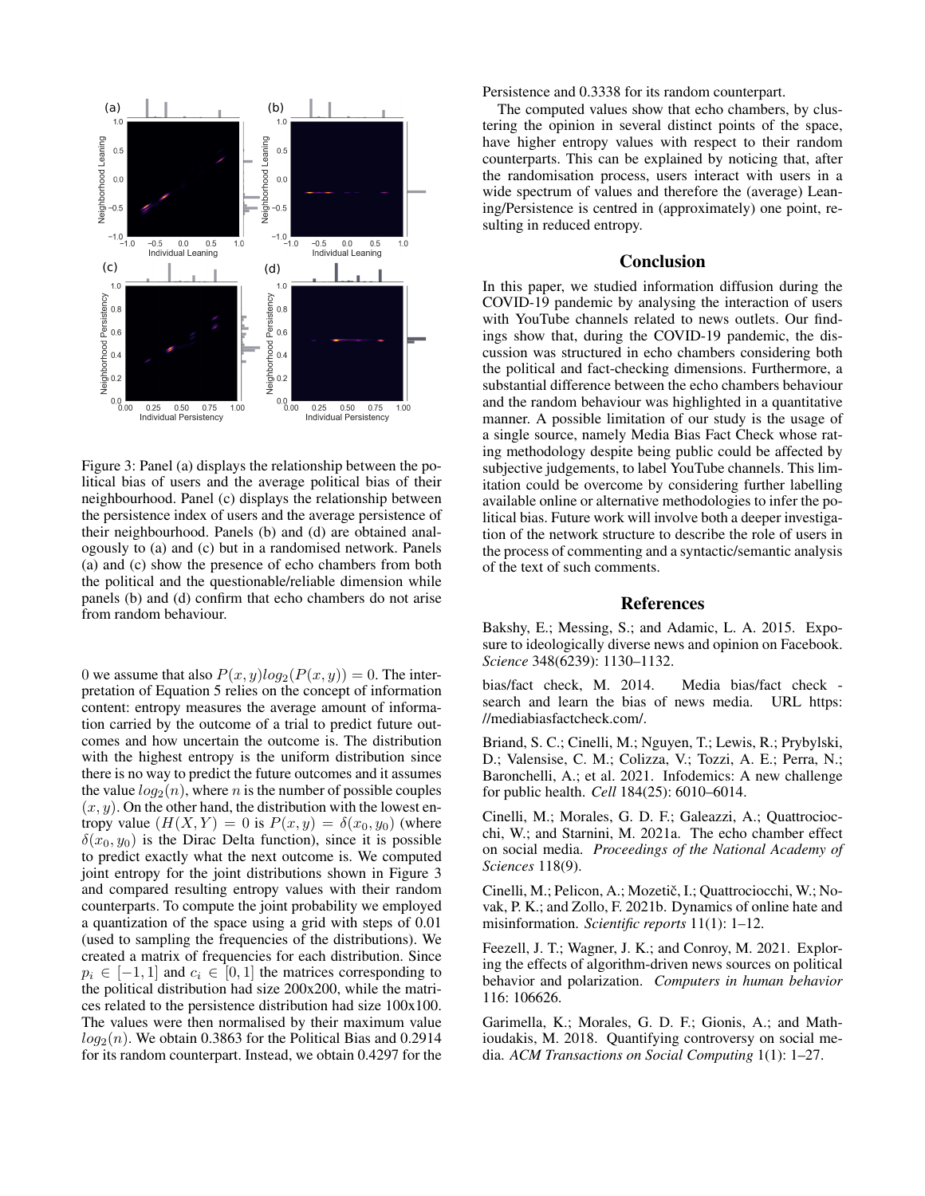Figure 3: Panel (a) displays the relationship between the political bias of users and the average political bias of their neighbourhood. Panel (c) displays the relationship between the persistence index of users and the average persistence of their neighbourhood. Panels (b) and (d) are obtained analogously to (a) and (c) but in a randomised network. Panels (a) and (c) show the presence of echo chambers from both the political and the questionable/reliable dimension while panels (b) and (d) confirm that echo chambers do not arise from random behaviour.

0 we assume that also $P(x, y)log_2(P(x, y)) = 0$. The interpretation of Equation 5 relies on the concept of information content: entropy measures the average amount of information carried by the outcome of a trial to predict future outcomes and how uncertain the outcome is. The distribution with the highest entropy is the uniform distribution since there is no way to predict the future outcomes and it assumes the value $log_2(n)$, where $n$ is the number of possible couples $(x, y)$. On the other hand, the distribution with the lowest entropy value ($H(X, Y) = 0$ is $P(x, y) = \delta(x_0, y_0)$ (where $\delta(x_0, y_0)$ is the Dirac Delta function), since it is possible to predict exactly what the next outcome is. We computed joint entropy for the joint distributions shown in Figure 3 and compared resulting entropy values with their random counterparts. To compute the joint probability we employed a quantization of the space using a grid with steps of 0.01 (used to sampling the frequencies of the distributions). We created a matrix of frequencies for each distribution. Since $p_i \in [-1, 1]$ and $c_i \in [0, 1]$ the matrices corresponding to the political distribution had size 200x200, while the matrices related to the persistence distribution had size 100x100. The values were then normalised by their maximum value $log_2(n)$. We obtain 0.3863 for the Political Bias and 0.2914 for its random counterpart. Instead, we obtain 0.4297 for the Persistence and 0.3338 for its random counterpart.

The computed values show that echo chambers, by clustering the opinion in several distinct points of the space, have higher entropy values with respect to their random counterparts. This can be explained by noticing that, after the randomisation process, users interact with users in a wide spectrum of values and therefore the (average) Leaning/Persistence is centred in (approximately) one point, resulting in reduced entropy.

## Conclusion

In this paper, we studied information diffusion during the COVID-19 pandemic by analysing the interaction of users with YouTube channels related to news outlets. Our findings show that, during the COVID-19 pandemic, the discussion was structured in echo chambers considering both the political and fact-checking dimensions. Furthermore, a substantial difference between the echo chambers behaviour and the random behaviour was highlighted in a quantitative manner. A possible limitation of our study is the usage of a single source, namely Media Bias Fact Check whose rating methodology despite being public could be affected by subjective judgements, to label YouTube channels. This limitation could be overcome by considering further labelling available online or alternative methodologies to infer the political bias. Future work will involve both a deeper investigation of the network structure to describe the role of users in the process of commenting and a syntactic/semantic analysis of the text of such comments.

## References

Bakshy, E.; Messing, S.; and Adamic, L. A. 2015. Exposure to ideologically diverse news and opinion on Facebook. *Science* 348(6239): 1130–1132.

bias/fact check, M. 2014. Media bias/fact check - search and learn the bias of news media. URL https://mediabiasfactcheck.com/.

Briand, S. C.; Cinelli, M.; Nguyen, T.; Lewis, R.; Prybylski, D.; Valensise, C. M.; Colizza, V.; Tozzi, A. E.; Perra, N.; Baronchelli, A.; et al. 2021. Infodemics: A new challenge for public health. *Cell* 184(25): 6010–6014.

Cinelli, M.; Morales, G. D. F.; Galeazzi, A.; Quattrociocchi, W.; and Starnini, M. 2021a. The echo chamber effect on social media. *Proceedings of the National Academy of Sciences* 118(9).

Cinelli, M.; Pelicon, A.; Mozetič, I.; Quattrociocchi, W.; Novak, P. K.; and Zollo, F. 2021b. Dynamics of online hate and misinformation. *Scientific reports* 11(1): 1–12.

Feezell, J. T.; Wagner, J. K.; and Conroy, M. 2021. Exploring the effects of algorithm-driven news sources on political behavior and polarization. *Computers in human behavior* 116: 106626.

Garimella, K.; Morales, G. D. F.; Gionis, A.; and Mathioudakis, M. 2018. Quantifying controversy on social media. *ACM Transactions on Social Computing* 1(1): 1–27.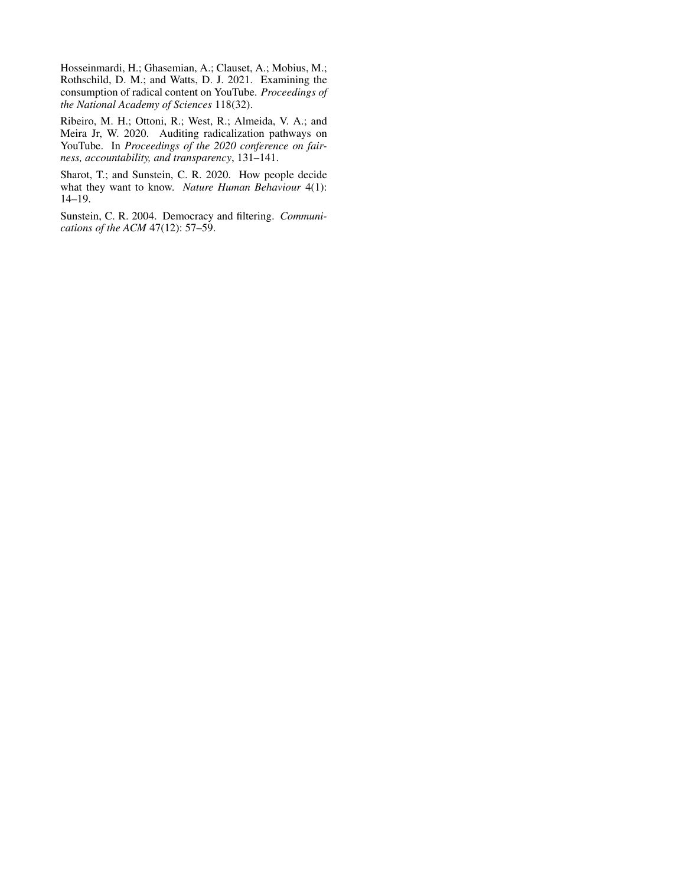Hosseinmardi, H.; Ghasemian, A.; Clauset, A.; Mobius, M.; Rothschild, D. M.; and Watts, D. J. 2021. Examining the consumption of radical content on YouTube. *Proceedings of the National Academy of Sciences* 118(32).

Ribeiro, M. H.; Ottoni, R.; West, R.; Almeida, V. A.; and Meira Jr, W. 2020. Auditing radicalization pathways on YouTube. In *Proceedings of the 2020 conference on fairness, accountability, and transparency*, 131–141.

Sharot, T.; and Sunstein, C. R. 2020. How people decide what they want to know. *Nature Human Behaviour* 4(1): 14–19.

Sunstein, C. R. 2004. Democracy and filtering. *Communications of the ACM* 47(12): 57–59.